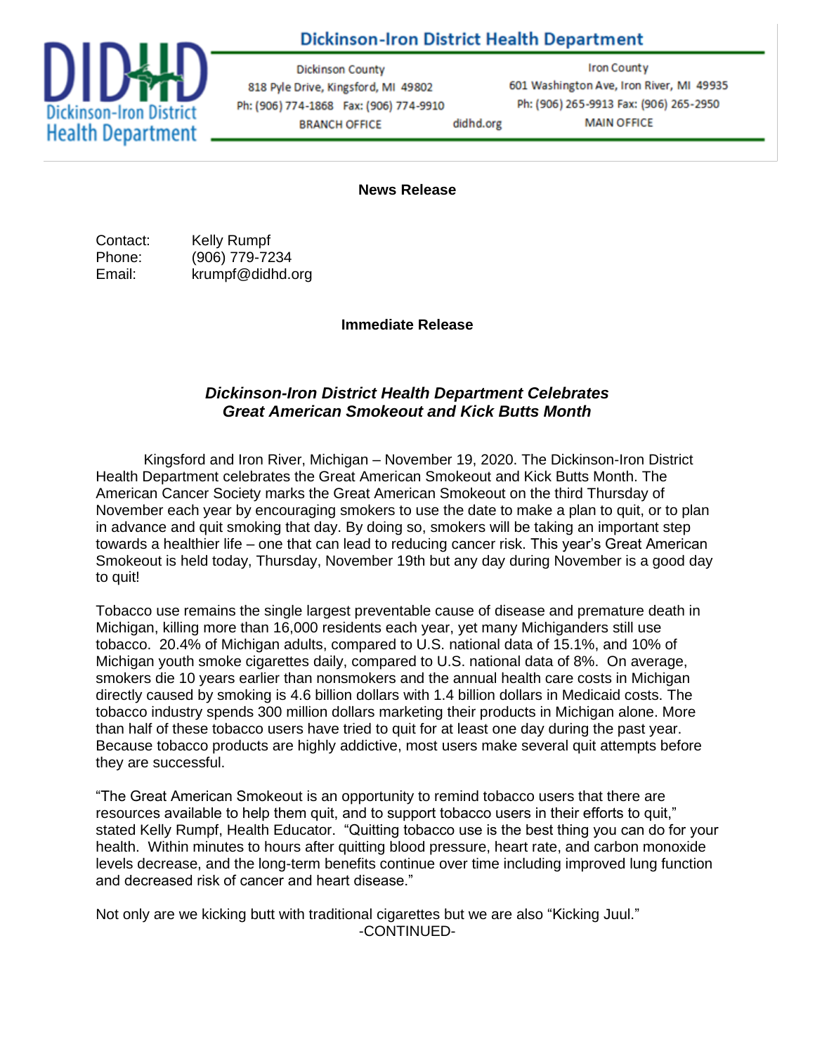# Dickinson-Iron District Health Department

Dickinson County
818 Pyle Drive, Kingsford, MI 49802
Ph: (906) 774-1868 Fax: (906) 774-9910
BRANCH OFFICE

didhd.org

Iron County
601 Washington Ave, Iron River, MI 49935
Ph: (906) 265-9913 Fax: (906) 265-2950
MAIN OFFICE

**News Release**

Contact: Kelly Rumpf
Phone: (906) 779-7234
Email: krumpf@didhd.org

**Immediate Release**

## ***Dickinson-Iron District Health Department Celebrates Great American Smokeout and Kick Butts Month***

Kingsford and Iron River, Michigan – November 19, 2020. The Dickinson-Iron District Health Department celebrates the Great American Smokeout and Kick Butts Month. The American Cancer Society marks the Great American Smokeout on the third Thursday of November each year by encouraging smokers to use the date to make a plan to quit, or to plan in advance and quit smoking that day. By doing so, smokers will be taking an important step towards a healthier life – one that can lead to reducing cancer risk. This year's Great American Smokeout is held today, Thursday, November 19th but any day during November is a good day to quit!

Tobacco use remains the single largest preventable cause of disease and premature death in Michigan, killing more than 16,000 residents each year, yet many Michiganders still use tobacco. 20.4% of Michigan adults, compared to U.S. national data of 15.1%, and 10% of Michigan youth smoke cigarettes daily, compared to U.S. national data of 8%. On average, smokers die 10 years earlier than nonsmokers and the annual health care costs in Michigan directly caused by smoking is 4.6 billion dollars with 1.4 billion dollars in Medicaid costs. The tobacco industry spends 300 million dollars marketing their products in Michigan alone. More than half of these tobacco users have tried to quit for at least one day during the past year. Because tobacco products are highly addictive, most users make several quit attempts before they are successful.

"The Great American Smokeout is an opportunity to remind tobacco users that there are resources available to help them quit, and to support tobacco users in their efforts to quit," stated Kelly Rumpf, Health Educator. "Quitting tobacco use is the best thing you can do for your health. Within minutes to hours after quitting blood pressure, heart rate, and carbon monoxide levels decrease, and the long-term benefits continue over time including improved lung function and decreased risk of cancer and heart disease."

Not only are we kicking butt with traditional cigarettes but we are also "Kicking Juul."

-CONTINUED-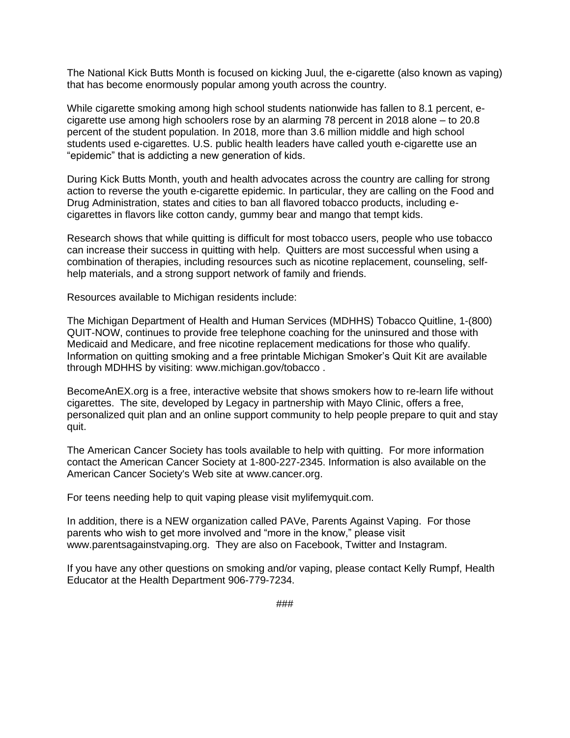The National Kick Butts Month is focused on kicking Juul, the e-cigarette (also known as vaping) that has become enormously popular among youth across the country.

While cigarette smoking among high school students nationwide has fallen to 8.1 percent, e-cigarette use among high schoolers rose by an alarming 78 percent in 2018 alone – to 20.8 percent of the student population. In 2018, more than 3.6 million middle and high school students used e-cigarettes. U.S. public health leaders have called youth e-cigarette use an "epidemic" that is addicting a new generation of kids.

During Kick Butts Month, youth and health advocates across the country are calling for strong action to reverse the youth e-cigarette epidemic. In particular, they are calling on the Food and Drug Administration, states and cities to ban all flavored tobacco products, including e-cigarettes in flavors like cotton candy, gummy bear and mango that tempt kids.

Research shows that while quitting is difficult for most tobacco users, people who use tobacco can increase their success in quitting with help. Quitters are most successful when using a combination of therapies, including resources such as nicotine replacement, counseling, self-help materials, and a strong support network of family and friends.

Resources available to Michigan residents include:

The Michigan Department of Health and Human Services (MDHHS) Tobacco Quitline, 1-(800) QUIT-NOW, continues to provide free telephone coaching for the uninsured and those with Medicaid and Medicare, and free nicotine replacement medications for those who qualify. Information on quitting smoking and a free printable Michigan Smoker's Quit Kit are available through MDHHS by visiting: www.michigan.gov/tobacco .

BecomeAnEX.org is a free, interactive website that shows smokers how to re-learn life without cigarettes. The site, developed by Legacy in partnership with Mayo Clinic, offers a free, personalized quit plan and an online support community to help people prepare to quit and stay quit.

The American Cancer Society has tools available to help with quitting. For more information contact the American Cancer Society at 1-800-227-2345. Information is also available on the American Cancer Society's Web site at www.cancer.org.

For teens needing help to quit vaping please visit mylifemyquit.com.

In addition, there is a NEW organization called PAVe, Parents Against Vaping. For those parents who wish to get more involved and "more in the know," please visit www.parentsagainstvaping.org. They are also on Facebook, Twitter and Instagram.

If you have any other questions on smoking and/or vaping, please contact Kelly Rumpf, Health Educator at the Health Department 906-779-7234.

###